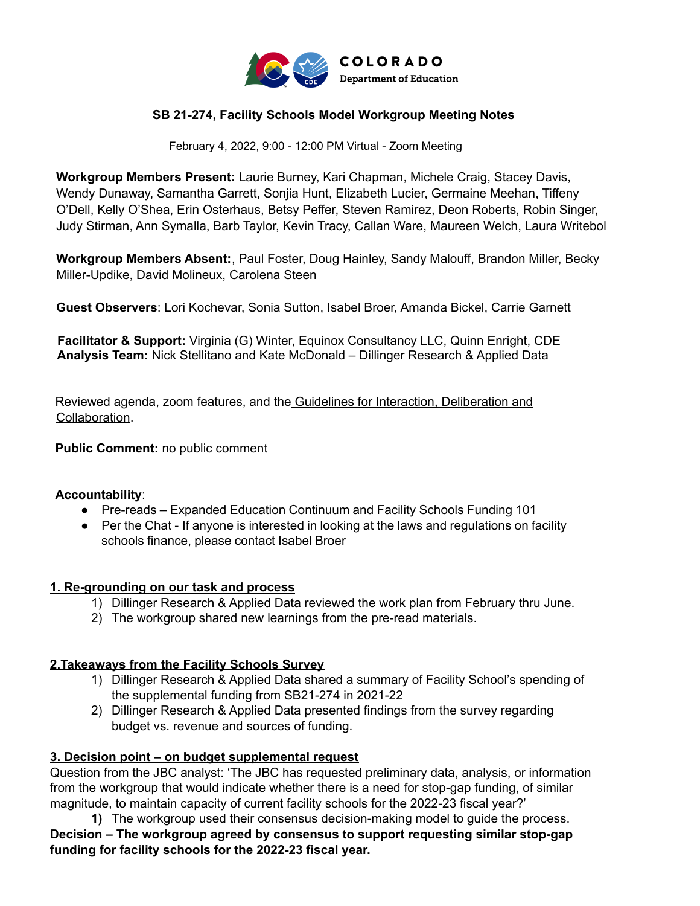## SB 21-274, Facility Schools Model Workgroup Meeting Notes

February 4, 2022, 9:00 - 12:00 PM Virtual - Zoom Meeting

**Workgroup Members Present:** Laurie Burney, Kari Chapman, Michele Craig, Stacey Davis, Wendy Dunaway, Samantha Garrett, Sonjia Hunt, Elizabeth Lucier, Germaine Meehan, Tiffeny O'Dell, Kelly O'Shea, Erin Osterhaus, Betsy Peffer, Steven Ramirez, Deon Roberts, Robin Singer, Judy Stirman, Ann Symalla, Barb Taylor, Kevin Tracy, Callan Ware, Maureen Welch, Laura Writebol

**Workgroup Members Absent:**, Paul Foster, Doug Hainley, Sandy Malouff, Brandon Miller, Becky Miller-Updike, David Molineux, Carolena Steen

**Guest Observers**: Lori Kochevar, Sonia Sutton, Isabel Broer, Amanda Bickel, Carrie Garnett

**Facilitator & Support:** Virginia (G) Winter, Equinox Consultancy LLC, Quinn Enright, CDE
**Analysis Team:** Nick Stellitano and Kate McDonald – Dillinger Research & Applied Data

Reviewed agenda, zoom features, and the Guidelines for Interaction, Deliberation and Collaboration.

**Public Comment:** no public comment

**Accountability**:

- Pre-reads – Expanded Education Continuum and Facility Schools Funding 101
- Per the Chat - If anyone is interested in looking at the laws and regulations on facility schools finance, please contact Isabel Broer

### 1. Re-grounding on our task and process

1) Dillinger Research & Applied Data reviewed the work plan from February thru June.
2) The workgroup shared new learnings from the pre-read materials.

### 2.Takeaways from the Facility Schools Survey

1) Dillinger Research & Applied Data shared a summary of Facility School's spending of the supplemental funding from SB21-274 in 2021-22
2) Dillinger Research & Applied Data presented findings from the survey regarding budget vs. revenue and sources of funding.

### 3. Decision point – on budget supplemental request

Question from the JBC analyst: 'The JBC has requested preliminary data, analysis, or information from the workgroup that would indicate whether there is a need for stop-gap funding, of similar magnitude, to maintain capacity of current facility schools for the 2022-23 fiscal year?'

1) The workgroup used their consensus decision-making model to guide the process.

**Decision – The workgroup agreed by consensus to support requesting similar stop-gap funding for facility schools for the 2022-23 fiscal year.**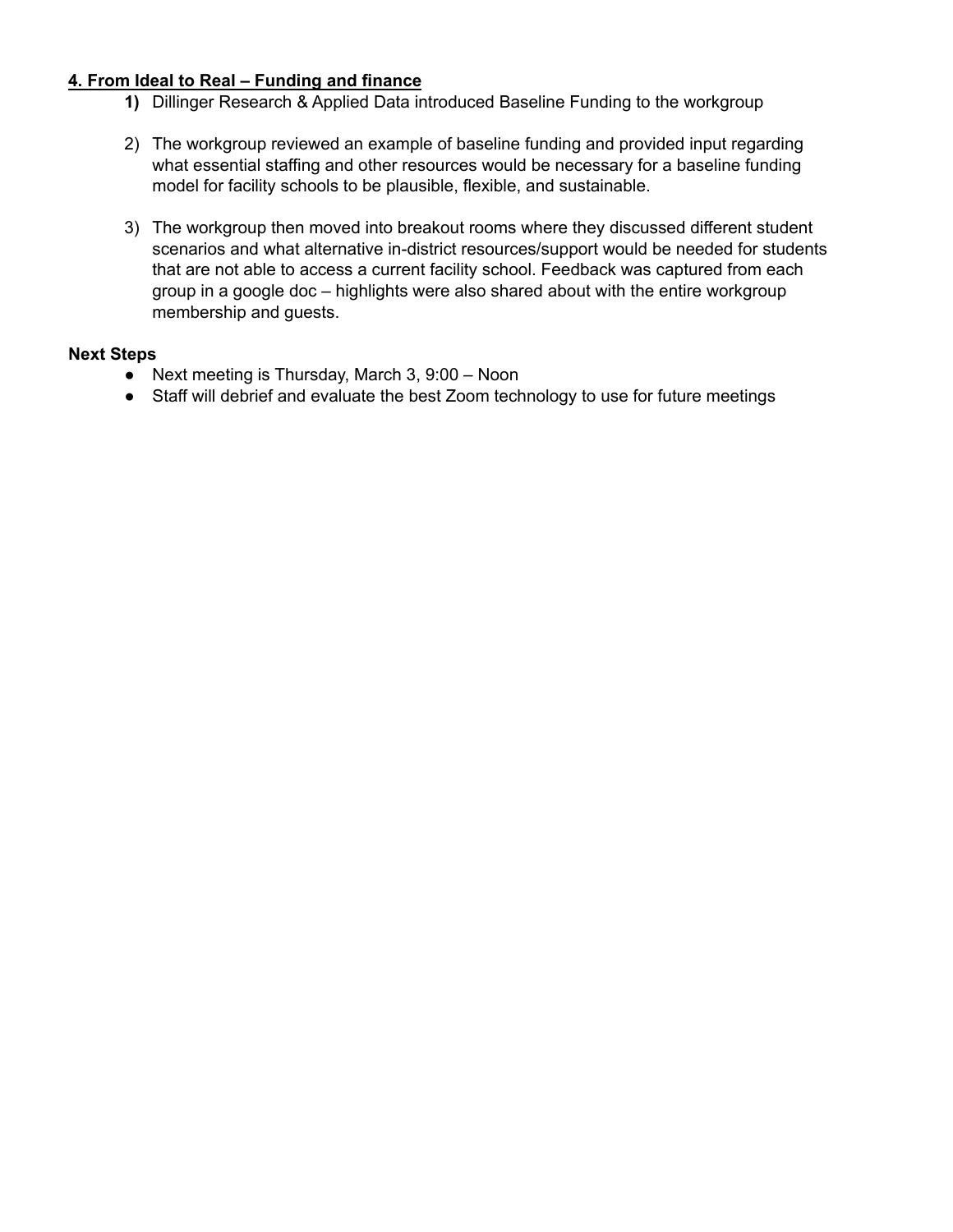**4. From Ideal to Real – Funding and finance**

1) Dillinger Research & Applied Data introduced Baseline Funding to the workgroup

2) The workgroup reviewed an example of baseline funding and provided input regarding what essential staffing and other resources would be necessary for a baseline funding model for facility schools to be plausible, flexible, and sustainable.

3) The workgroup then moved into breakout rooms where they discussed different student scenarios and what alternative in-district resources/support would be needed for students that are not able to access a current facility school. Feedback was captured from each group in a google doc – highlights were also shared about with the entire workgroup membership and guests.

**Next Steps**

- Next meeting is Thursday, March 3, 9:00 – Noon
- Staff will debrief and evaluate the best Zoom technology to use for future meetings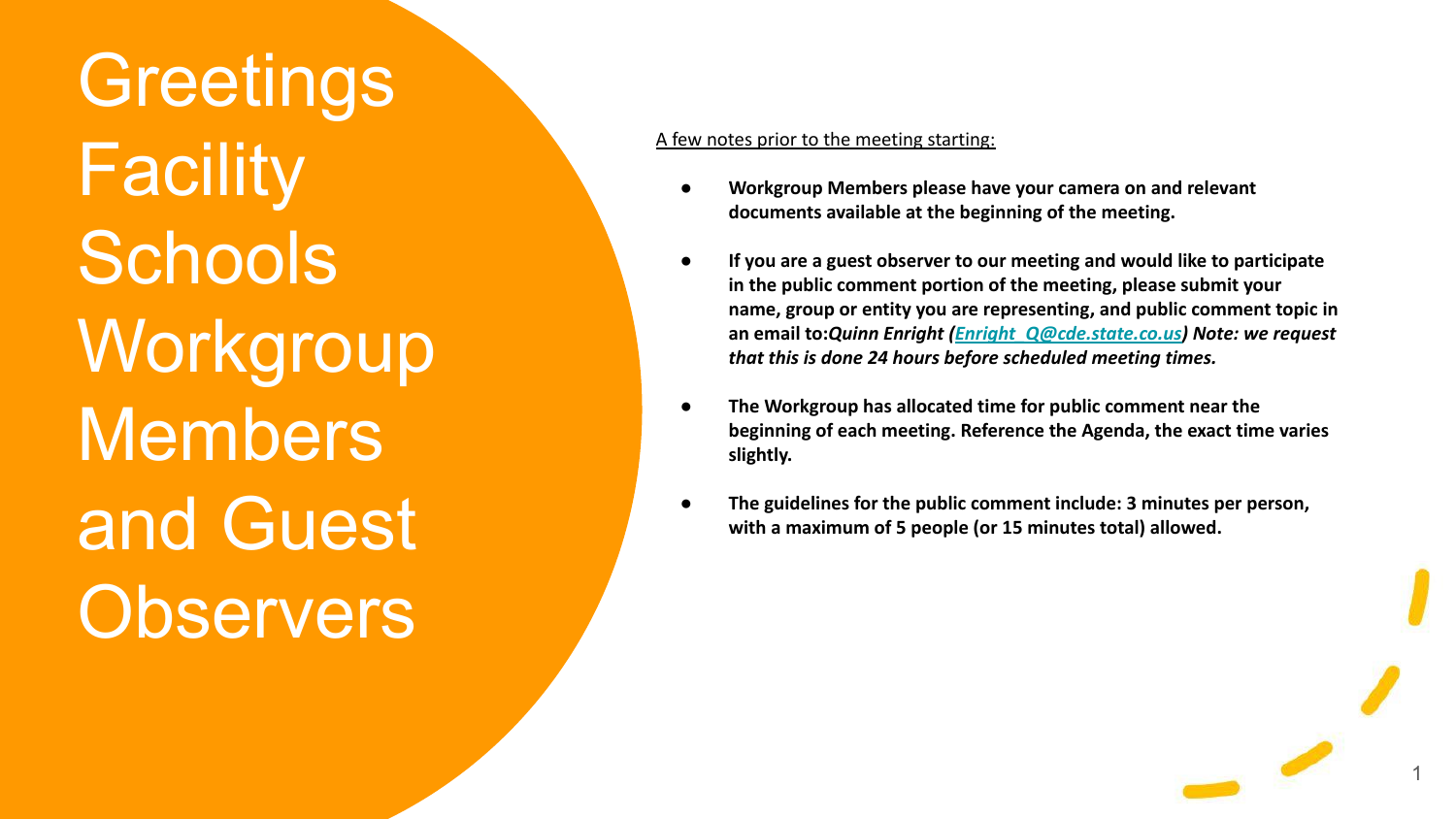# Greetings Facility Schools Workgroup Members and Guest Observers

A few notes prior to the meeting starting:

- **Workgroup Members please have your camera on and relevant documents available at the beginning of the meeting.**
- **If you are a guest observer to our meeting and would like to participate in the public comment portion of the meeting, please submit your name, group or entity you are representing, and public comment topic in an email to:*Quinn Enright (Enright_Q@cde.state.co.us) Note: we request that this is done 24 hours before scheduled meeting times.***
- **The Workgroup has allocated time for public comment near the beginning of each meeting. Reference the Agenda, the exact time varies slightly.**
- **The guidelines for the public comment include: 3 minutes per person, with a maximum of 5 people (or 15 minutes total) allowed.**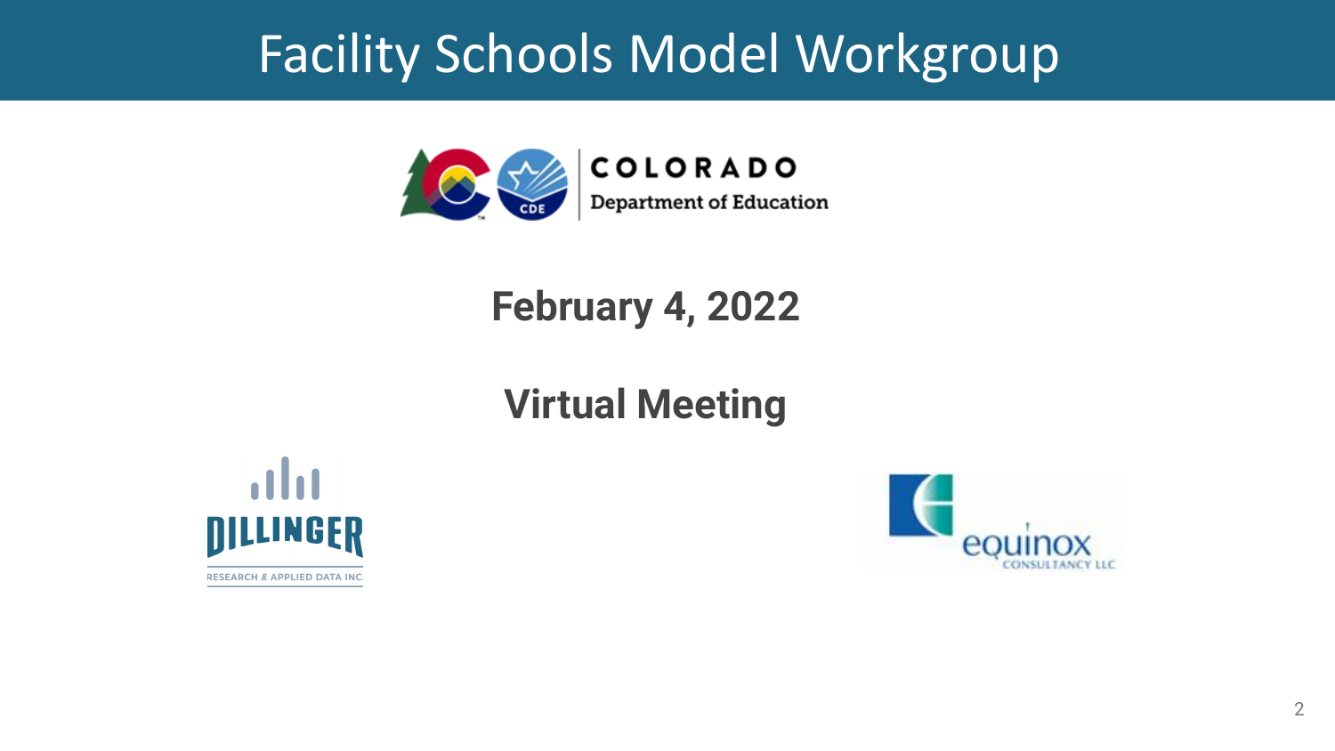# Facility Schools Model Workgroup

COLORADO
Department of Education

**February 4, 2022**

**Virtual Meeting**

DILLINGER
RESEARCH & APPLIED DATA INC.

equinox
CONSULTANCY LLC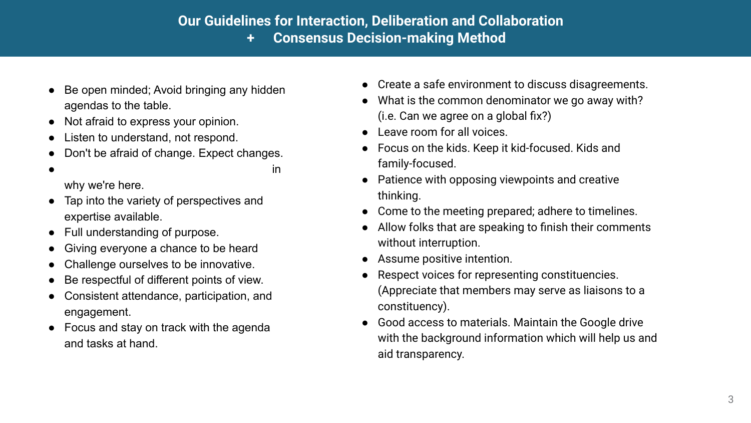## Our Guidelines for Interaction, Deliberation and Collaboration + Consensus Decision-making Method

- Be open minded; Avoid bringing any hidden agendas to the table.
- Not afraid to express your opinion.
- Listen to understand, not respond.
- Don't be afraid of change. Expect changes.
- in why we're here.
- Tap into the variety of perspectives and expertise available.
- Full understanding of purpose.
- Giving everyone a chance to be heard
- Challenge ourselves to be innovative.
- Be respectful of different points of view.
- Consistent attendance, participation, and engagement.
- Focus and stay on track with the agenda and tasks at hand.
- Create a safe environment to discuss disagreements.
- What is the common denominator we go away with? (i.e. Can we agree on a global fix?)
- Leave room for all voices.
- Focus on the kids. Keep it kid-focused. Kids and family-focused.
- Patience with opposing viewpoints and creative thinking.
- Come to the meeting prepared; adhere to timelines.
- Allow folks that are speaking to finish their comments without interruption.
- Assume positive intention.
- Respect voices for representing constituencies. (Appreciate that members may serve as liaisons to a constituency).
- Good access to materials. Maintain the Google drive with the background information which will help us and aid transparency.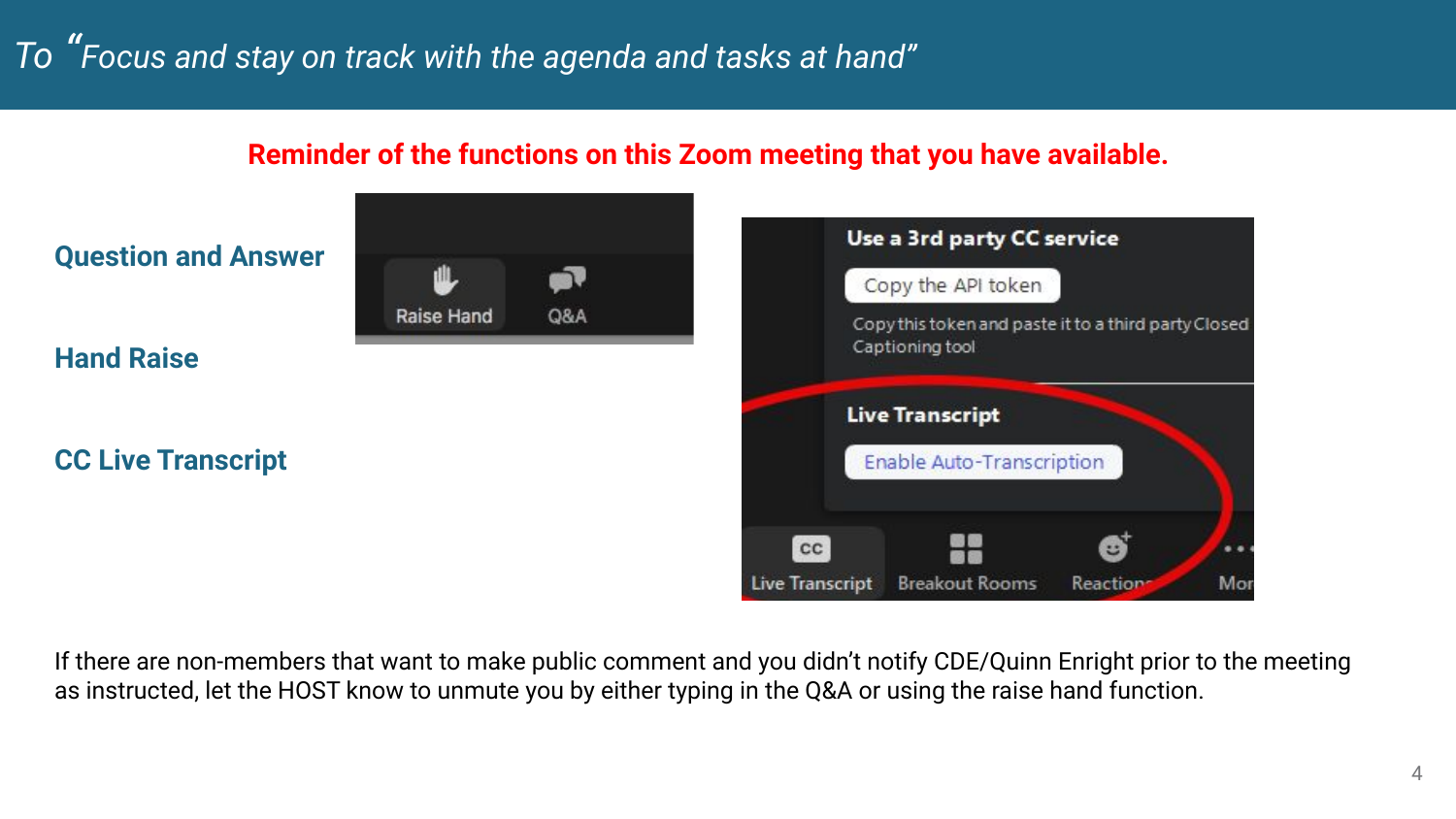# To "Focus and stay on track with the agenda and tasks at hand"

**Reminder of the functions on this Zoom meeting that you have available.**

**Question and Answer**

**Hand Raise**

**CC Live Transcript**

If there are non-members that want to make public comment and you didn't notify CDE/Quinn Enright prior to the meeting as instructed, let the HOST know to unmute you by either typing in the Q&A or using the raise hand function.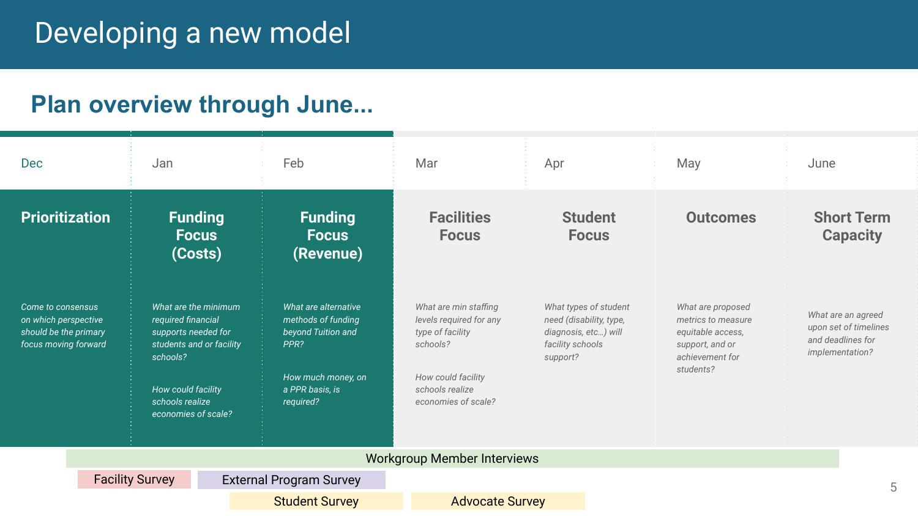# Developing a new model

## Plan overview through June...

| Dec | Jan | Feb | Mar | Apr | May | June |
|---|---|---|---|---|---|---|
| **Prioritization** | **Funding Focus (Costs)** | **Funding Focus (Revenue)** | **Facilities Focus** | **Student Focus** | **Outcomes** | **Short Term Capacity** |
| *Come to consensus on which perspective should be the primary focus moving forward* | *What are the minimum required financial supports needed for students and or facility schools?*<br><br>*How could facility schools realize economies of scale?* | *What are alternative methods of funding beyond Tuition and PPR?*<br><br>*How much money, on a PPR basis, is required?* | *What are min staffing levels required for any type of facility schools?*<br><br>*How could facility schools realize economies of scale?* | *What types of student need (disability, type, diagnosis, etc…) will facility schools support?* | *What are proposed metrics to measure equitable access, support, and or achievement for students?* | *What are an agreed upon set of timelines and deadlines for implementation?* |

- Workgroup Member Interviews
- Facility Survey
- External Program Survey
- Student Survey
- Advocate Survey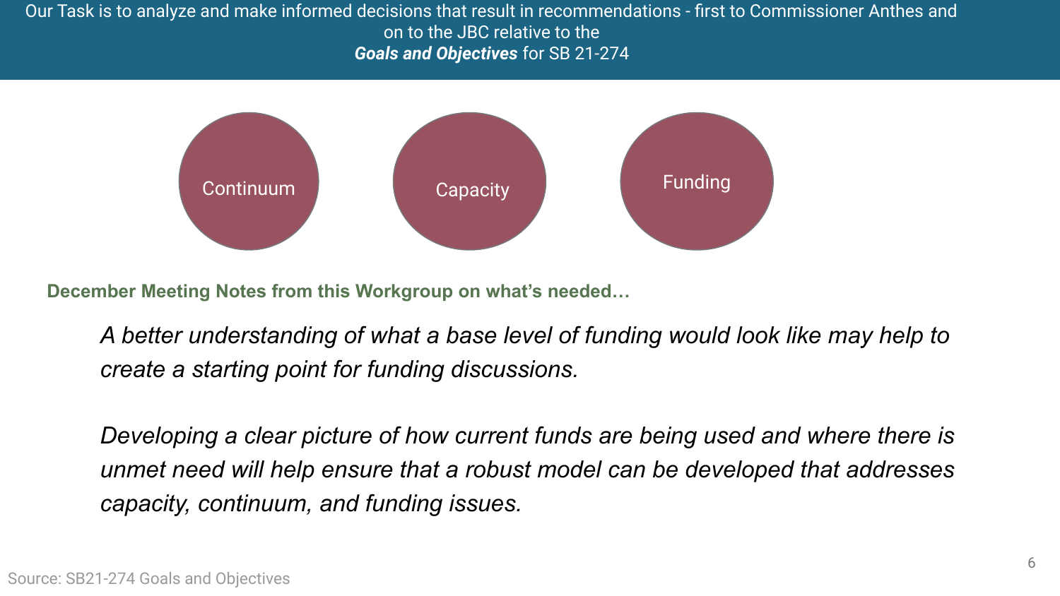# Our Task is to analyze and make informed decisions that result in recommendations - first to Commissioner Anthes and on to the JBC relative to the ***Goals and Objectives*** for SB 21-274

Continuum

Capacity

Funding

**December Meeting Notes from this Workgroup on what's needed…**

*A better understanding of what a base level of funding would look like may help to create a starting point for funding discussions.*

*Developing a clear picture of how current funds are being used and where there is unmet need will help ensure that a robust model can be developed that addresses capacity, continuum, and funding issues.*

Source: SB21-274 Goals and Objectives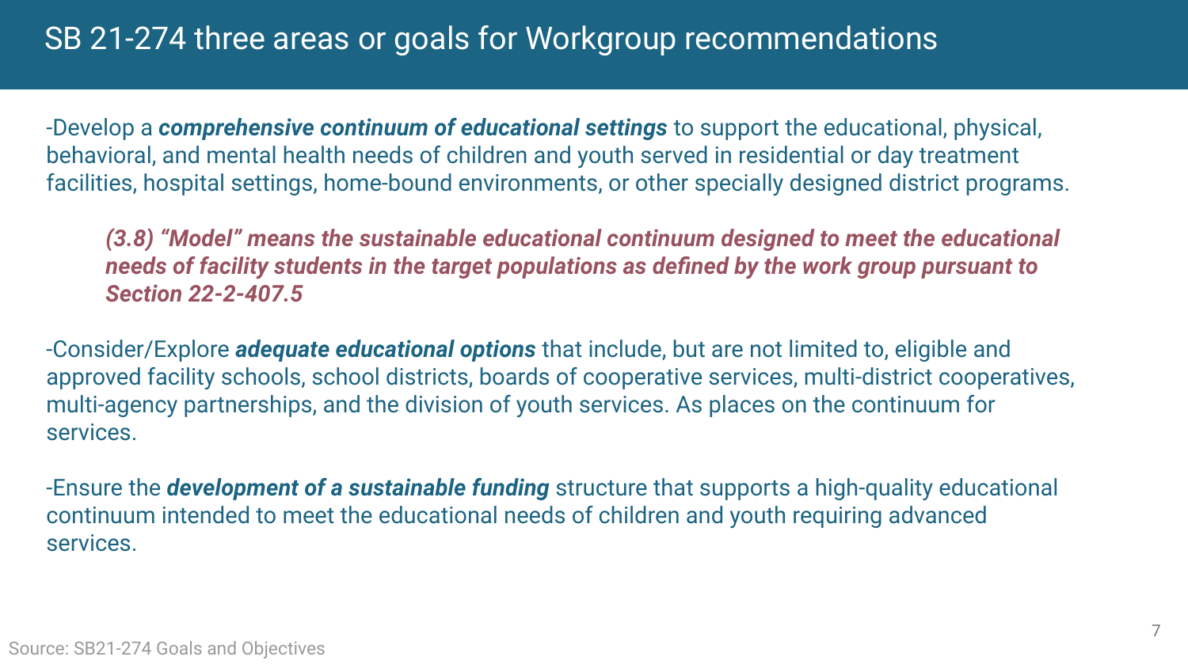# SB 21-274 three areas or goals for Workgroup recommendations

-Develop a ***comprehensive continuum of educational settings*** to support the educational, physical, behavioral, and mental health needs of children and youth served in residential or day treatment facilities, hospital settings, home-bound environments, or other specially designed district programs.

> ***(3.8) "Model" means the sustainable educational continuum designed to meet the educational needs of facility students in the target populations as defined by the work group pursuant to Section 22-2-407.5***

-Consider/Explore ***adequate educational options*** that include, but are not limited to, eligible and approved facility schools, school districts, boards of cooperative services, multi-district cooperatives, multi-agency partnerships, and the division of youth services. As places on the continuum for services.

-Ensure the ***development of a sustainable funding*** structure that supports a high-quality educational continuum intended to meet the educational needs of children and youth requiring advanced services.

Source: SB21-274 Goals and Objectives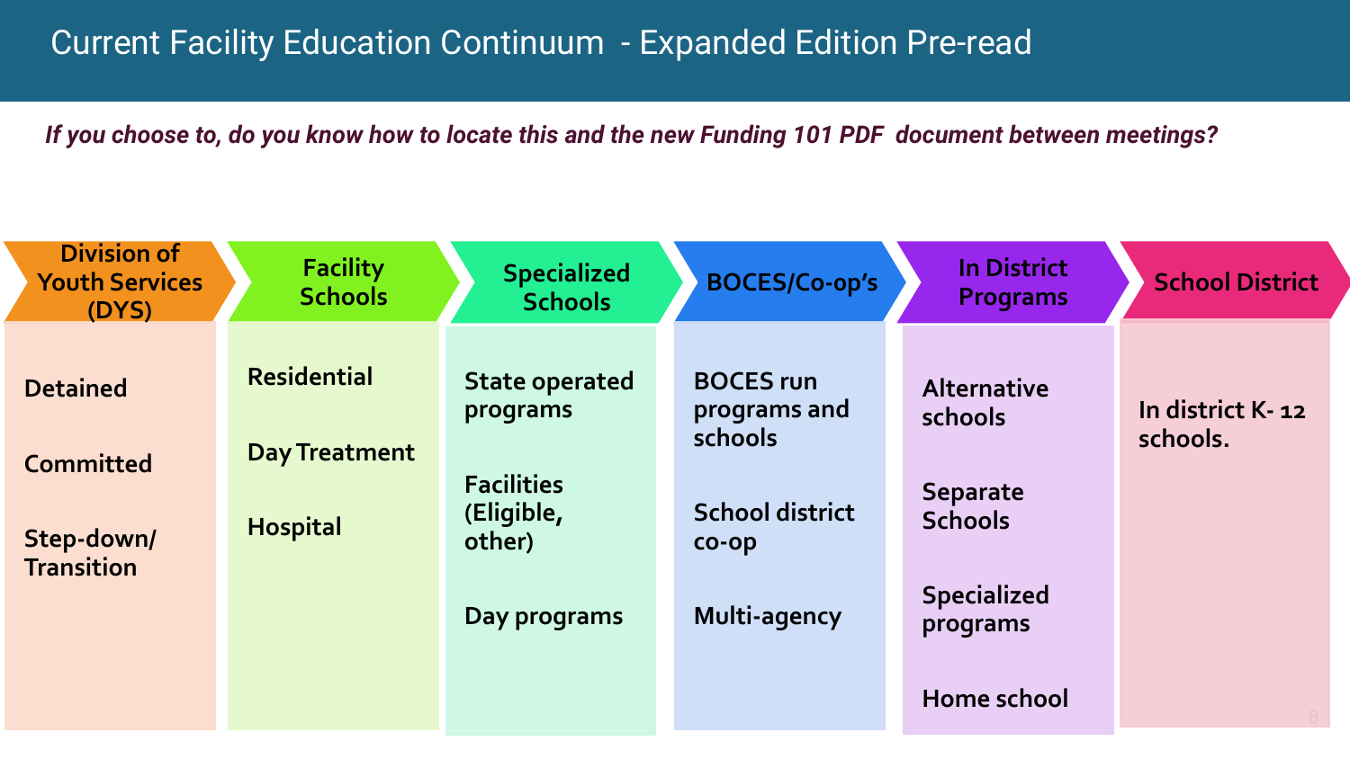# Current Facility Education Continuum - Expanded Edition Pre-read

***If you choose to, do you know how to locate this and the new Funding 101 PDF document between meetings?***

| Division of Youth Services (DYS) | Facility Schools | Specialized Schools | BOCES/Co-op's | In District Programs | School District |
|---|---|---|---|---|---|
| Detained | Residential | State operated programs | BOCES run programs and schools | Alternative schools | In district K- 12 schools. |
| Committed | Day Treatment | Facilities (Eligible, other) | School district co-op | Separate Schools | |
| Step-down/ Transition | Hospital | Day programs | Multi-agency | Specialized programs | |
| | | | | Home school | |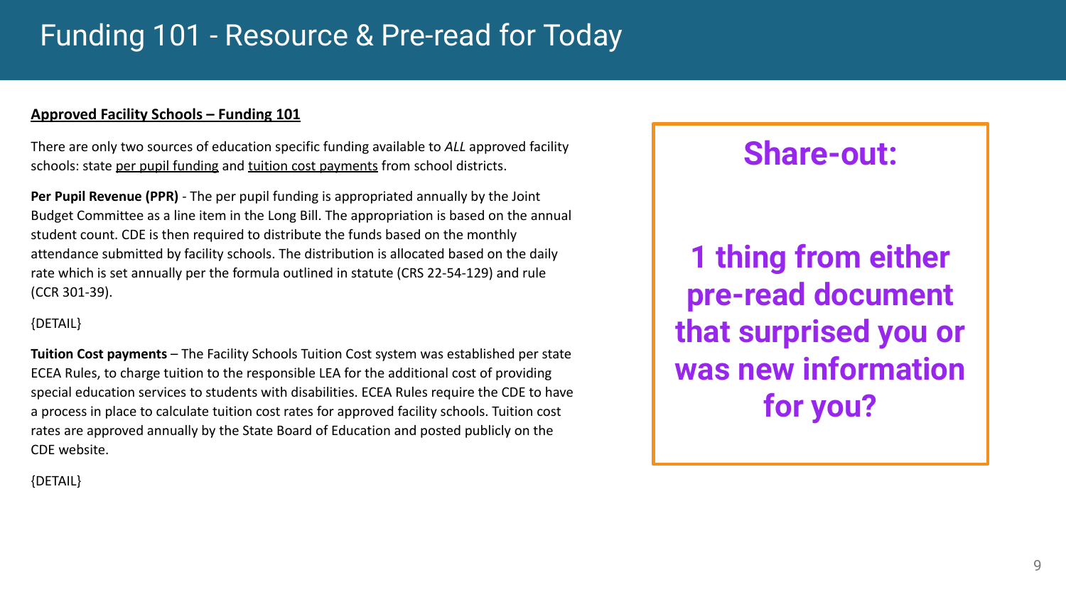# Funding 101 - Resource & Pre-read for Today

**Approved Facility Schools – Funding 101**

There are only two sources of education specific funding available to *ALL* approved facility schools: state per pupil funding and tuition cost payments from school districts.

**Per Pupil Revenue (PPR)** - The per pupil funding is appropriated annually by the Joint Budget Committee as a line item in the Long Bill. The appropriation is based on the annual student count. CDE is then required to distribute the funds based on the monthly attendance submitted by facility schools. The distribution is allocated based on the daily rate which is set annually per the formula outlined in statute (CRS 22-54-129) and rule (CCR 301-39).

{DETAIL}

**Tuition Cost payments** – The Facility Schools Tuition Cost system was established per state ECEA Rules, to charge tuition to the responsible LEA for the additional cost of providing special education services to students with disabilities. ECEA Rules require the CDE to have a process in place to calculate tuition cost rates for approved facility schools. Tuition cost rates are approved annually by the State Board of Education and posted publicly on the CDE website.

{DETAIL}

## Share-out:

**1 thing from either pre-read document that surprised you or was new information for you?**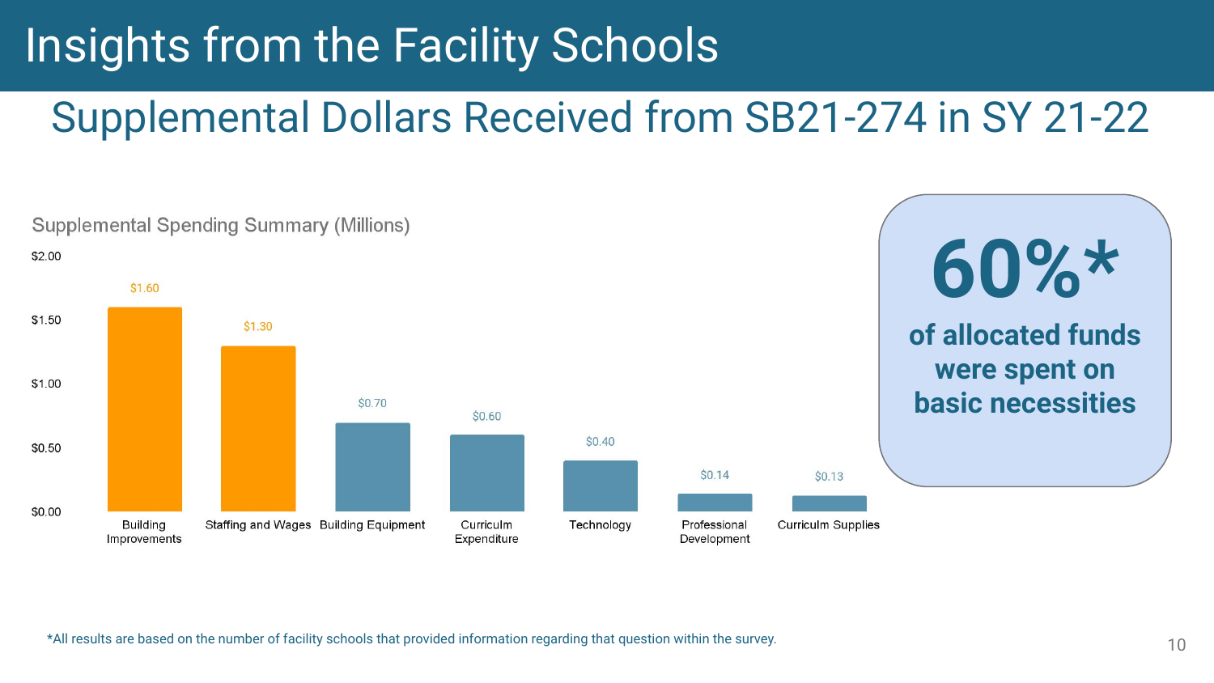# Insights from the Facility Schools

## Supplemental Dollars Received from SB21-274 in SY 21-22

Supplemental Spending Summary (Millions)

| Category | Amount (Millions) |
|---|---|
| Building Improvements | $1.60 |
| Staffing and Wages | $1.30 |
| Building Equipment | $0.70 |
| Curriculm Expenditure | $0.60 |
| Technology | $0.40 |
| Professional Development | $0.14 |
| Curriculm Supplies | $0.13 |

**60%***

**of allocated funds were spent on basic necessities**

*All results are based on the number of facility schools that provided information regarding that question within the survey.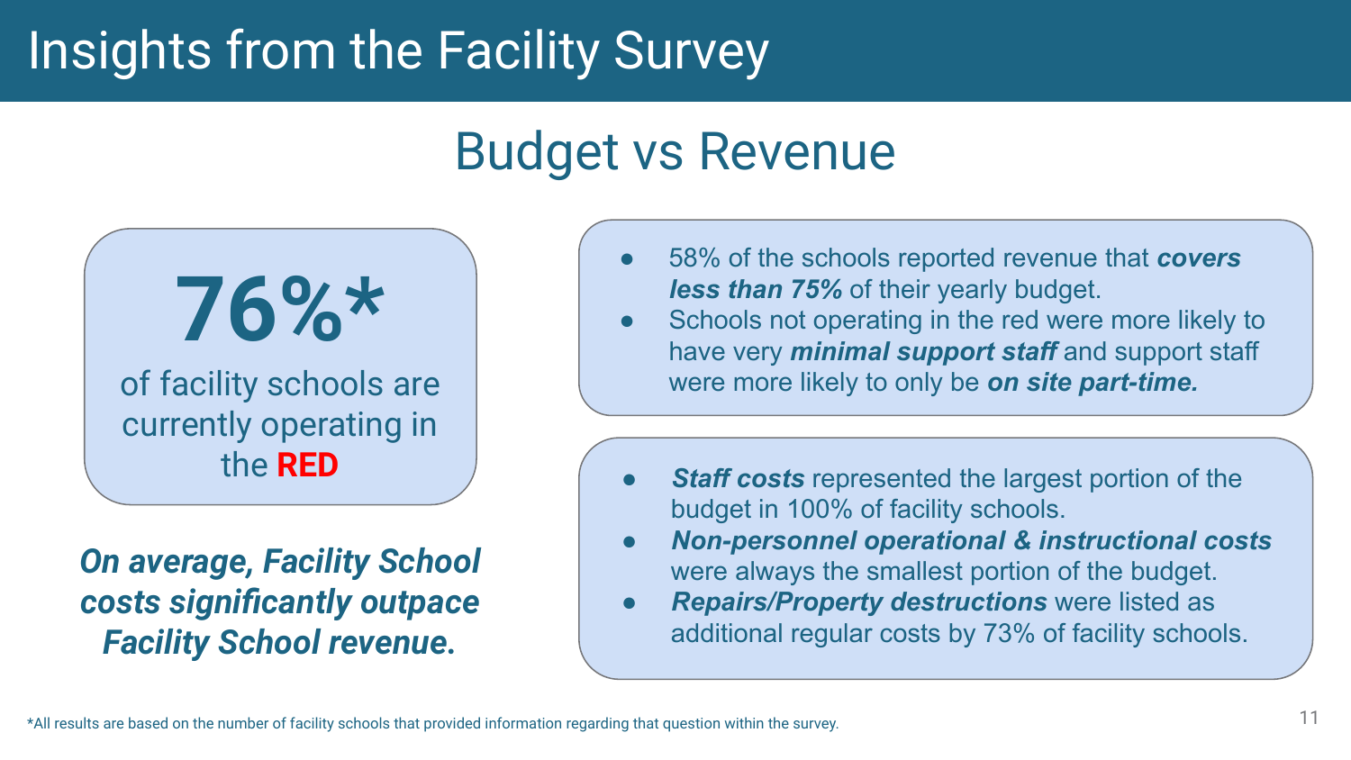# Insights from the Facility Survey

## Budget vs Revenue

**76%***

of facility schools are currently operating in the **RED**

***On average, Facility School costs significantly outpace Facility School revenue.***

- 58% of the schools reported revenue that ***covers less than 75%*** of their yearly budget.
- Schools not operating in the red were more likely to have very ***minimal support staff*** and support staff were more likely to only be ***on site part-time.***

- ***Staff costs*** represented the largest portion of the budget in 100% of facility schools.
- ***Non-personnel operational & instructional costs*** were always the smallest portion of the budget.
- ***Repairs/Property destructions*** were listed as additional regular costs by 73% of facility schools.

*All results are based on the number of facility schools that provided information regarding that question within the survey.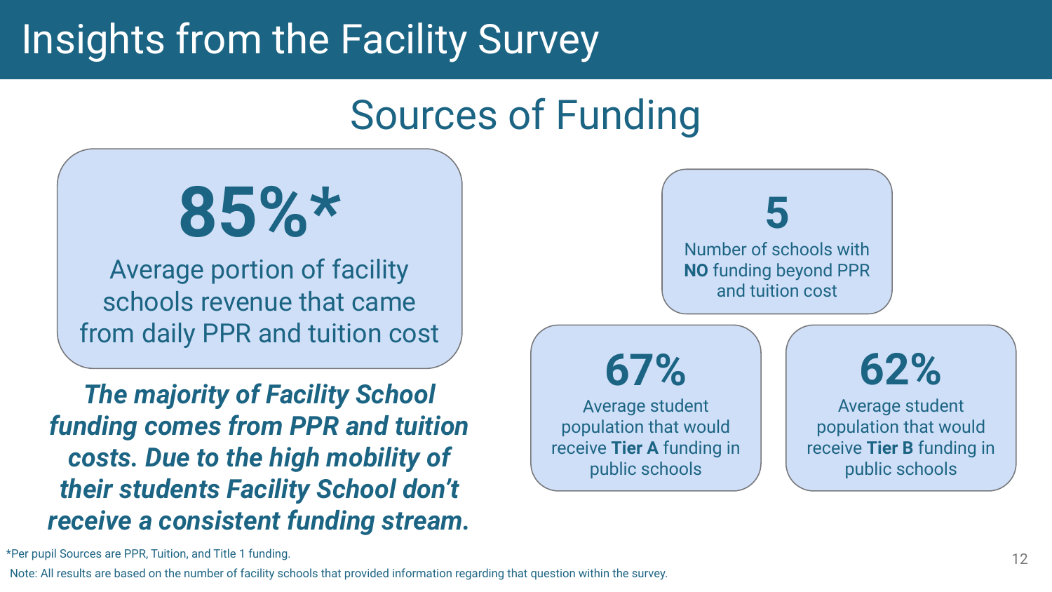# Insights from the Facility Survey

## Sources of Funding

**85%***

Average portion of facility schools revenue that came from daily PPR and tuition cost

***The majority of Facility School funding comes from PPR and tuition costs. Due to the high mobility of their students Facility School don't receive a consistent funding stream.***

**5**

Number of schools with **NO** funding beyond PPR and tuition cost

**67%**

Average student population that would receive **Tier A** funding in public schools

**62%**

Average student population that would receive **Tier B** funding in public schools

*Per pupil Sources are PPR, Tuition, and Title 1 funding.

Note: All results are based on the number of facility schools that provided information regarding that question within the survey.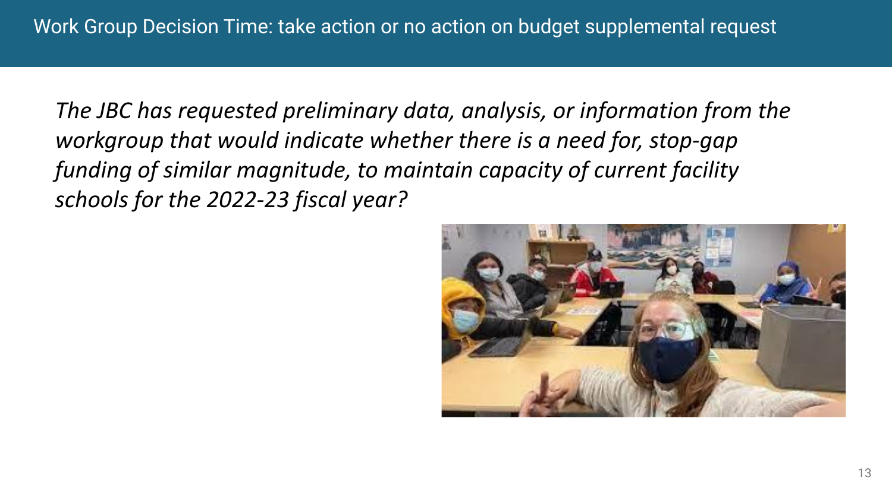# Work Group Decision Time: take action or no action on budget supplemental request

*The JBC has requested preliminary data, analysis, or information from the workgroup that would indicate whether there is a need for, stop-gap funding of similar magnitude, to maintain capacity of current facility schools for the 2022-23 fiscal year?*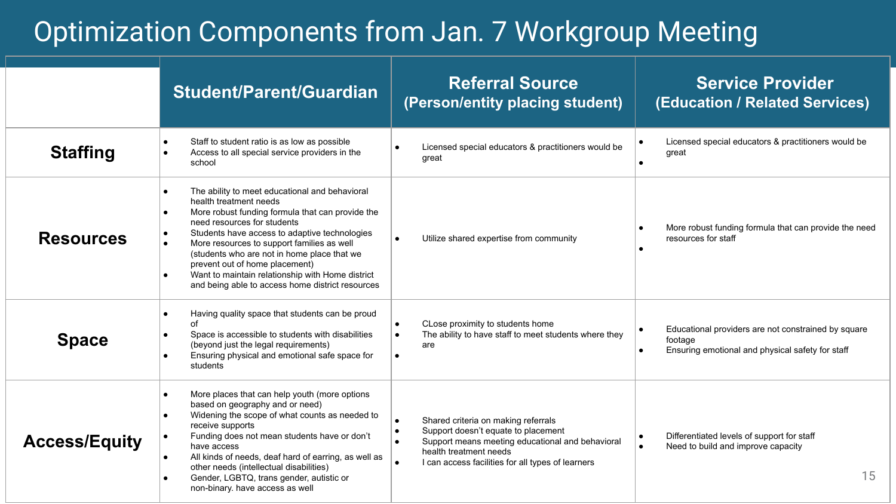# Optimization Components from Jan. 7 Workgroup Meeting

| | Student/Parent/Guardian | Referral Source (Person/entity placing student) | Service Provider (Education / Related Services) |
|---|---|---|---|
| **Staffing** | • Staff to student ratio is as low as possible<br>• Access to all special service providers in the school | • Licensed special educators & practitioners would be great | • Licensed special educators & practitioners would be great<br>• |
| **Resources** | • The ability to meet educational and behavioral health treatment needs<br>• More robust funding formula that can provide the need resources for students<br>• Students have access to adaptive technologies<br>• More resources to support families as well (students who are not in home place that we prevent out of home placement)<br>• Want to maintain relationship with Home district and being able to access home district resources | • Utilize shared expertise from community | • More robust funding formula that can provide the need resources for staff<br>• |
| **Space** | • Having quality space that students can be proud of<br>• Space is accessible to students with disabilities (beyond just the legal requirements)<br>• Ensuring physical and emotional safe space for students | • CLose proximity to students home<br>• The ability to have staff to meet students where they are<br>• | • Educational providers are not constrained by square footage<br>• Ensuring emotional and physical safety for staff |
| **Access/Equity** | • More places that can help youth (more options based on geography and or need)<br>• Widening the scope of what counts as needed to receive supports<br>• Funding does not mean students have or don't have access<br>• All kinds of needs, deaf hard of earring, as well as other needs (intellectual disabilities)<br>• Gender, LGBTQ, trans gender, autistic or non-binary. have access as well | • Shared criteria on making referrals<br>• Support doesn't equate to placement<br>• Support means meeting educational and behavioral health treatment needs<br>• I can access facilities for all types of learners | • Differentiated levels of support for staff<br>• Need to build and improve capacity |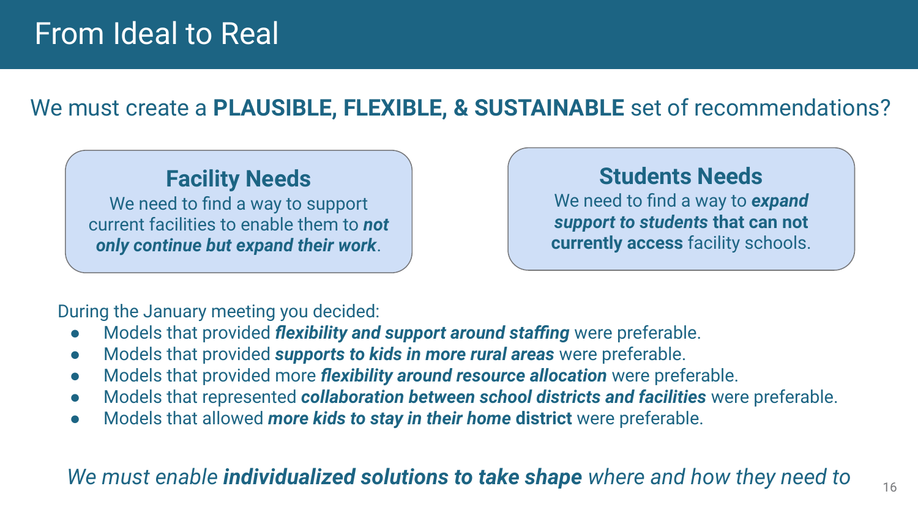# From Ideal to Real

We must create a **PLAUSIBLE, FLEXIBLE, & SUSTAINABLE** set of recommendations?

### Facility Needs

We need to find a way to support current facilities to enable them to ***not only continue but expand their work***.

### Students Needs

We need to find a way to ***expand support to students* that can not currently access** facility schools.

During the January meeting you decided:

- Models that provided ***flexibility and support around staffing*** were preferable.
- Models that provided ***supports to kids in more rural areas*** were preferable.
- Models that provided more ***flexibility around resource allocation*** were preferable.
- Models that represented ***collaboration between school districts and facilities*** were preferable.
- Models that allowed ***more kids to stay in their home* district** were preferable.

*We must enable **individualized solutions to take shape** where and how they need to*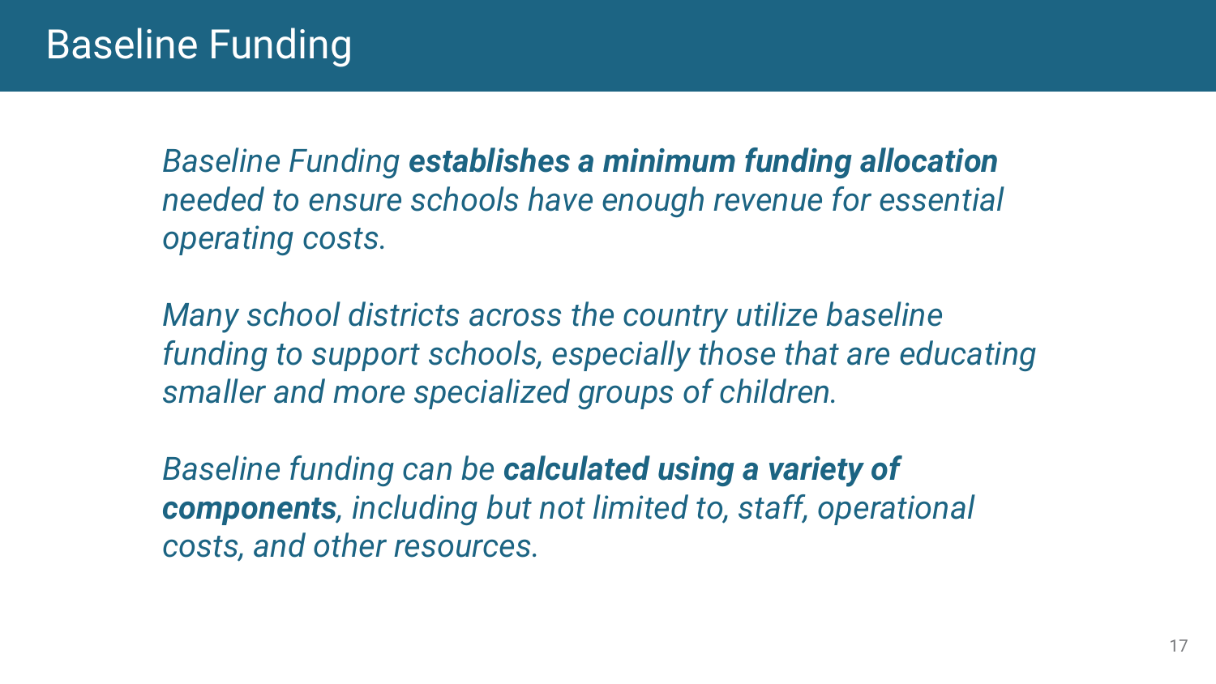# Baseline Funding

*Baseline Funding* ***establishes a minimum funding allocation*** *needed to ensure schools have enough revenue for essential operating costs.*

*Many school districts across the country utilize baseline funding to support schools, especially those that are educating smaller and more specialized groups of children.*

*Baseline funding can be* ***calculated using a variety of components****, including but not limited to, staff, operational costs, and other resources.*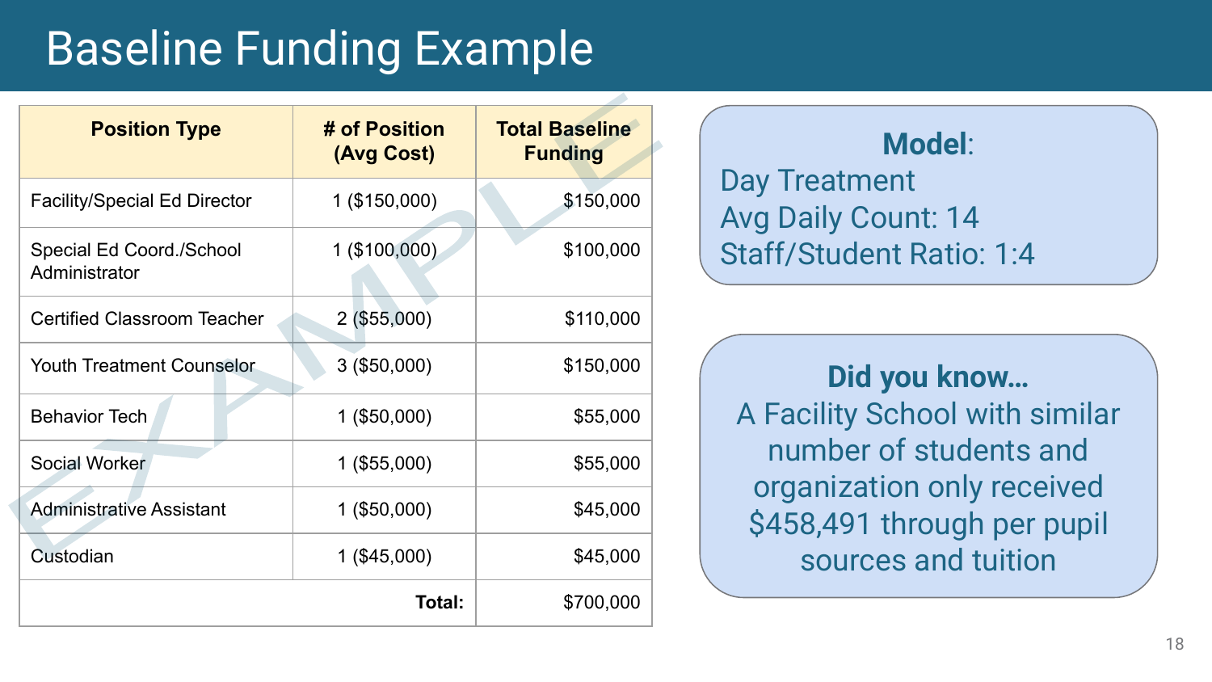# Baseline Funding Example

| Position Type | # of Position (Avg Cost) | Total Baseline Funding |
|---|---|---|
| Facility/Special Ed Director | 1 ($150,000) | $150,000 |
| Special Ed Coord./School Administrator | 1 ($100,000) | $100,000 |
| Certified Classroom Teacher | 2 ($55,000) | $110,000 |
| Youth Treatment Counselor | 3 ($50,000) | $150,000 |
| Behavior Tech | 1 ($50,000) | $55,000 |
| Social Worker | 1 ($55,000) | $55,000 |
| Administrative Assistant | 1 ($50,000) | $45,000 |
| Custodian | 1 ($45,000) | $45,000 |
| | **Total:** | $700,000 |

EXAMPLE

**Model**:
Day Treatment
Avg Daily Count: 14
Staff/Student Ratio: 1:4

**Did you know…**
A Facility School with similar number of students and organization only received $458,491 through per pupil sources and tuition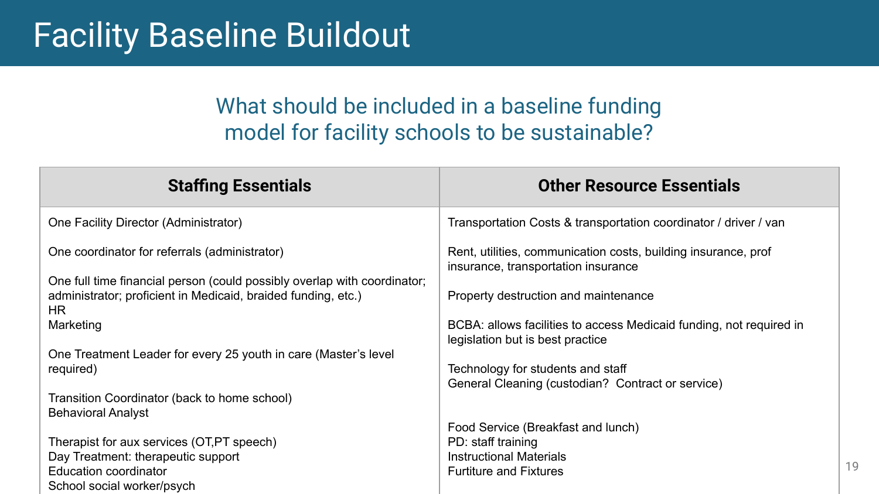# Facility Baseline Buildout

## What should be included in a baseline funding model for facility schools to be sustainable?

| Staffing Essentials | Other Resource Essentials |
| --- | --- |
| One Facility Director (Administrator)<br><br>One coordinator for referrals (administrator)<br><br>One full time financial person (could possibly overlap with coordinator; administrator; proficient in Medicaid, braided funding, etc.)<br>HR<br>Marketing<br><br>One Treatment Leader for every 25 youth in care (Master's level required)<br><br>Transition Coordinator (back to home school)<br>Behavioral Analyst<br><br>Therapist for aux services (OT,PT speech)<br>Day Treatment: therapeutic support<br>Education coordinator<br>School social worker/psych | Transportation Costs & transportation coordinator / driver / van<br><br>Rent, utilities, communication costs, building insurance, prof insurance, transportation insurance<br><br>Property destruction and maintenance<br><br>BCBA: allows facilities to access Medicaid funding, not required in legislation but is best practice<br><br>Technology for students and staff<br>General Cleaning (custodian? Contract or service)<br><br>Food Service (Breakfast and lunch)<br>PD: staff training<br>Instructional Materials<br>Furtiture and Fixtures |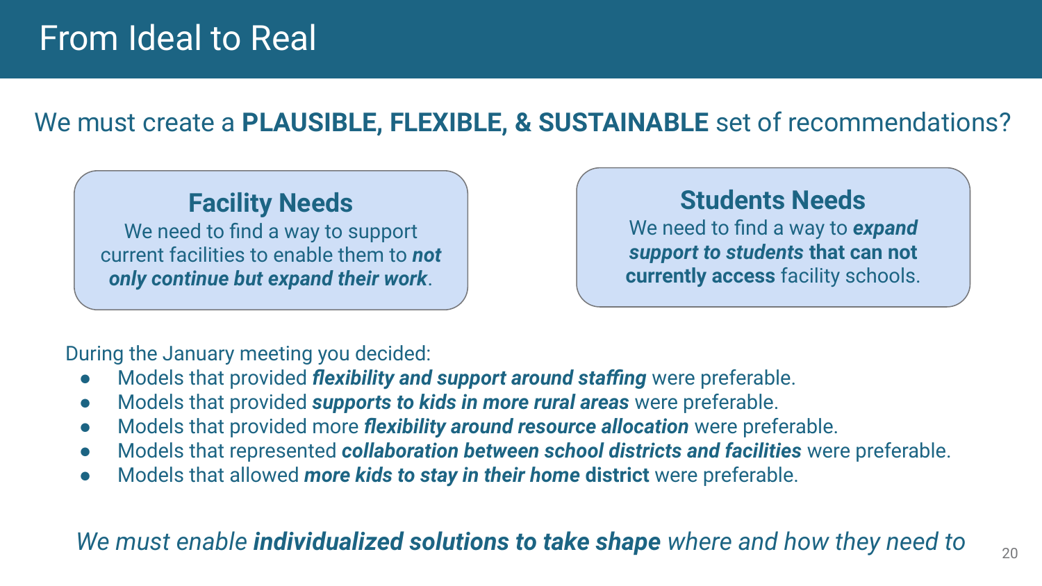# From Ideal to Real

## We must create a **PLAUSIBLE, FLEXIBLE, & SUSTAINABLE** set of recommendations?

### Facility Needs

We need to find a way to support current facilities to enable them to ***not only continue but expand their work***.

### Students Needs

We need to find a way to ***expand support to students* that can not currently access** facility schools.

During the January meeting you decided:

- Models that provided ***flexibility and support around staffing*** were preferable.
- Models that provided ***supports to kids in more rural areas*** were preferable.
- Models that provided more ***flexibility around resource allocation*** were preferable.
- Models that represented ***collaboration between school districts and facilities*** were preferable.
- Models that allowed ***more kids to stay in their home* district** were preferable.

*We must enable **individualized solutions to take shape** where and how they need to*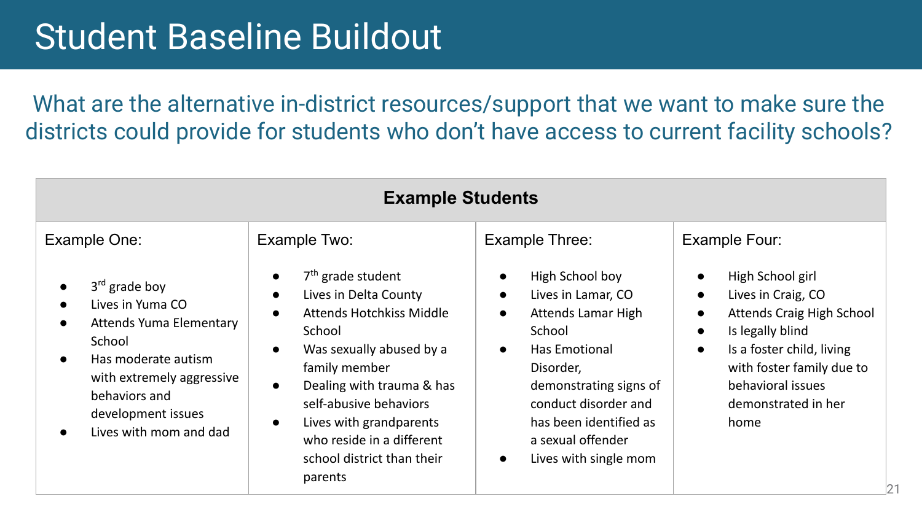# Student Baseline Buildout

What are the alternative in-district resources/support that we want to make sure the districts could provide for students who don't have access to current facility schools?

| Example Students | | | |
|---|---|---|---|
| Example One:<br><br>• 3rd grade boy<br>• Lives in Yuma CO<br>• Attends Yuma Elementary School<br>• Has moderate autism with extremely aggressive behaviors and development issues<br>• Lives with mom and dad | Example Two:<br><br>• 7th grade student<br>• Lives in Delta County<br>• Attends Hotchkiss Middle School<br>• Was sexually abused by a family member<br>• Dealing with trauma & has self-abusive behaviors<br>• Lives with grandparents who reside in a different school district than their parents | Example Three:<br><br>• High School boy<br>• Lives in Lamar, CO<br>• Attends Lamar High School<br>• Has Emotional Disorder, demonstrating signs of conduct disorder and has been identified as a sexual offender<br>• Lives with single mom | Example Four:<br><br>• High School girl<br>• Lives in Craig, CO<br>• Attends Craig High School<br>• Is legally blind<br>• Is a foster child, living with foster family due to behavioral issues demonstrated in her home |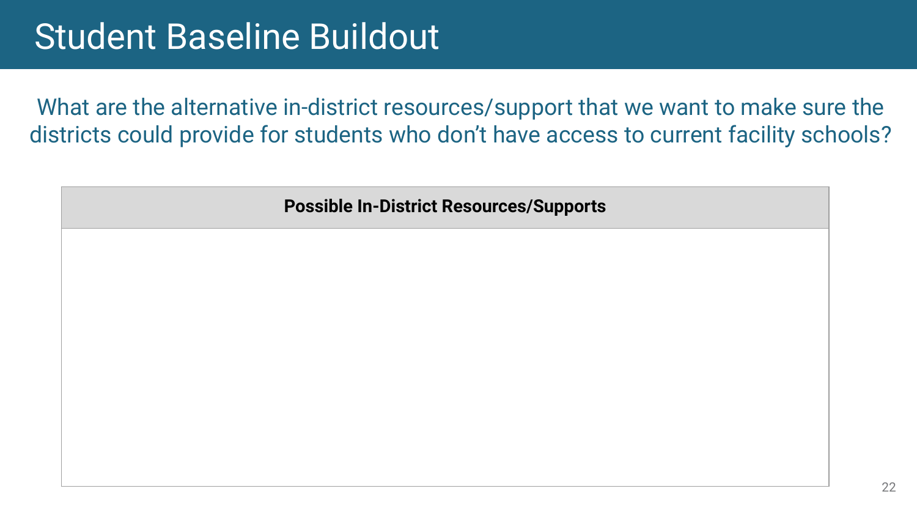# Student Baseline Buildout

What are the alternative in-district resources/support that we want to make sure the districts could provide for students who don't have access to current facility schools?

| Possible In-District Resources/Supports |
| --- |
| |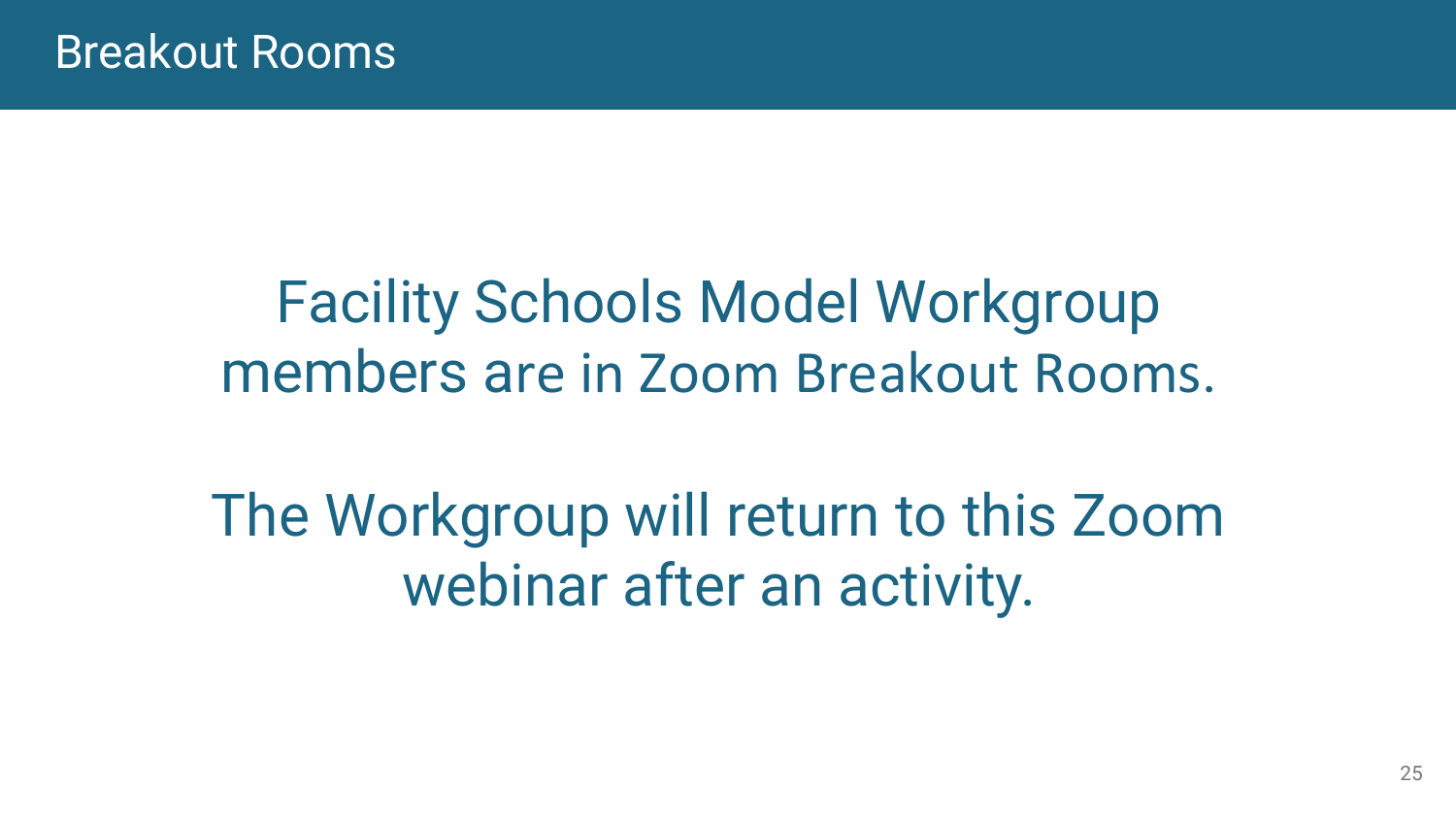# Breakout Rooms

Facility Schools Model Workgroup members are in Zoom Breakout Rooms.

The Workgroup will return to this Zoom webinar after an activity.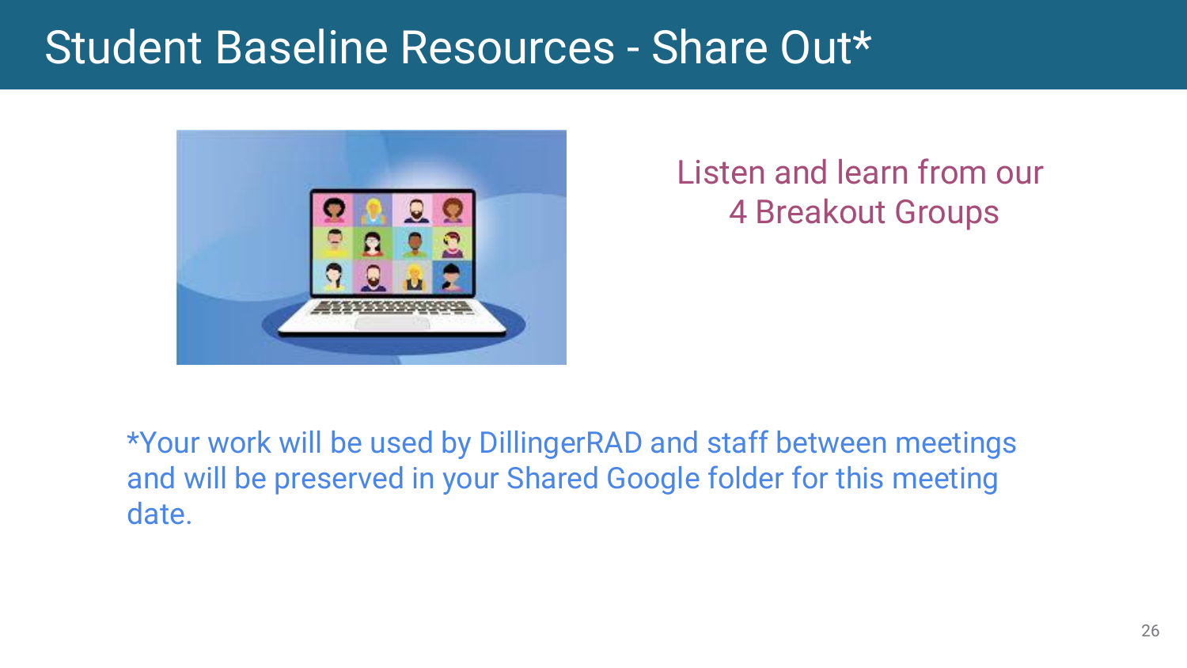# Student Baseline Resources - Share Out*

Listen and learn from our 4 Breakout Groups

*Your work will be used by DillingerRAD and staff between meetings and will be preserved in your Shared Google folder for this meeting date.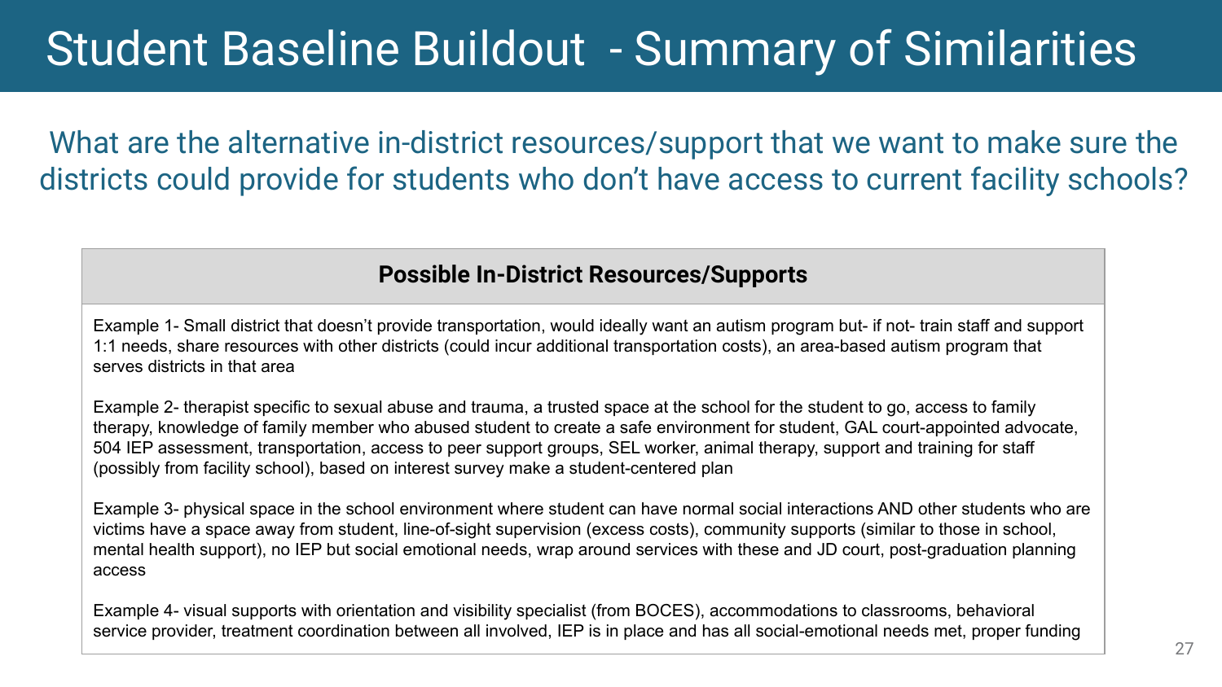# Student Baseline Buildout - Summary of Similarities

## What are the alternative in-district resources/support that we want to make sure the districts could provide for students who don't have access to current facility schools?

| Possible In-District Resources/Supports |
|---|
| Example 1- Small district that doesn't provide transportation, would ideally want an autism program but- if not- train staff and support 1:1 needs, share resources with other districts (could incur additional transportation costs), an area-based autism program that serves districts in that area<br><br>Example 2- therapist specific to sexual abuse and trauma, a trusted space at the school for the student to go, access to family therapy, knowledge of family member who abused student to create a safe environment for student, GAL court-appointed advocate, 504 IEP assessment, transportation, access to peer support groups, SEL worker, animal therapy, support and training for staff (possibly from facility school), based on interest survey make a student-centered plan<br><br>Example 3- physical space in the school environment where student can have normal social interactions AND other students who are victims have a space away from student, line-of-sight supervision (excess costs), community supports (similar to those in school, mental health support), no IEP but social emotional needs, wrap around services with these and JD court, post-graduation planning access<br><br>Example 4- visual supports with orientation and visibility specialist (from BOCES), accommodations to classrooms, behavioral service provider, treatment coordination between all involved, IEP is in place and has all social-emotional needs met, proper funding |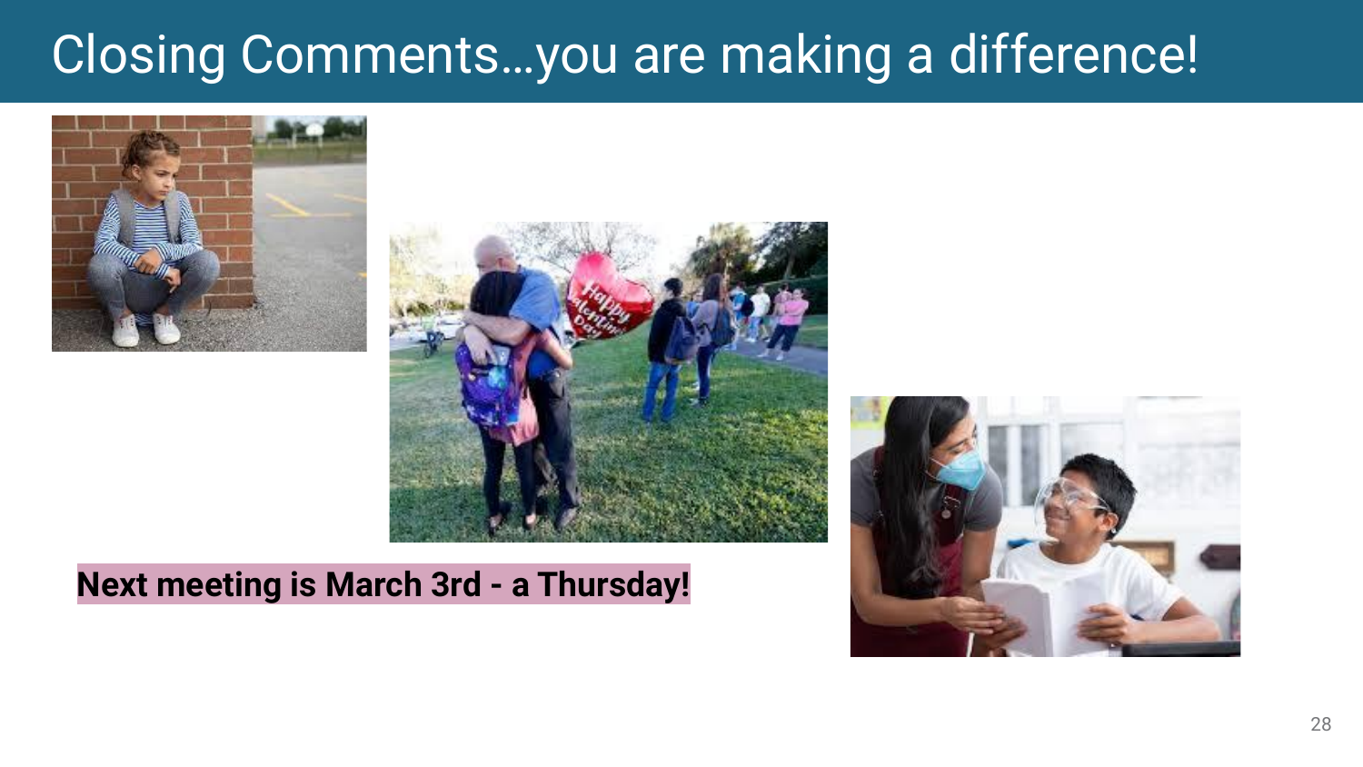# Closing Comments…you are making a difference!

**Next meeting is March 3rd - a Thursday!**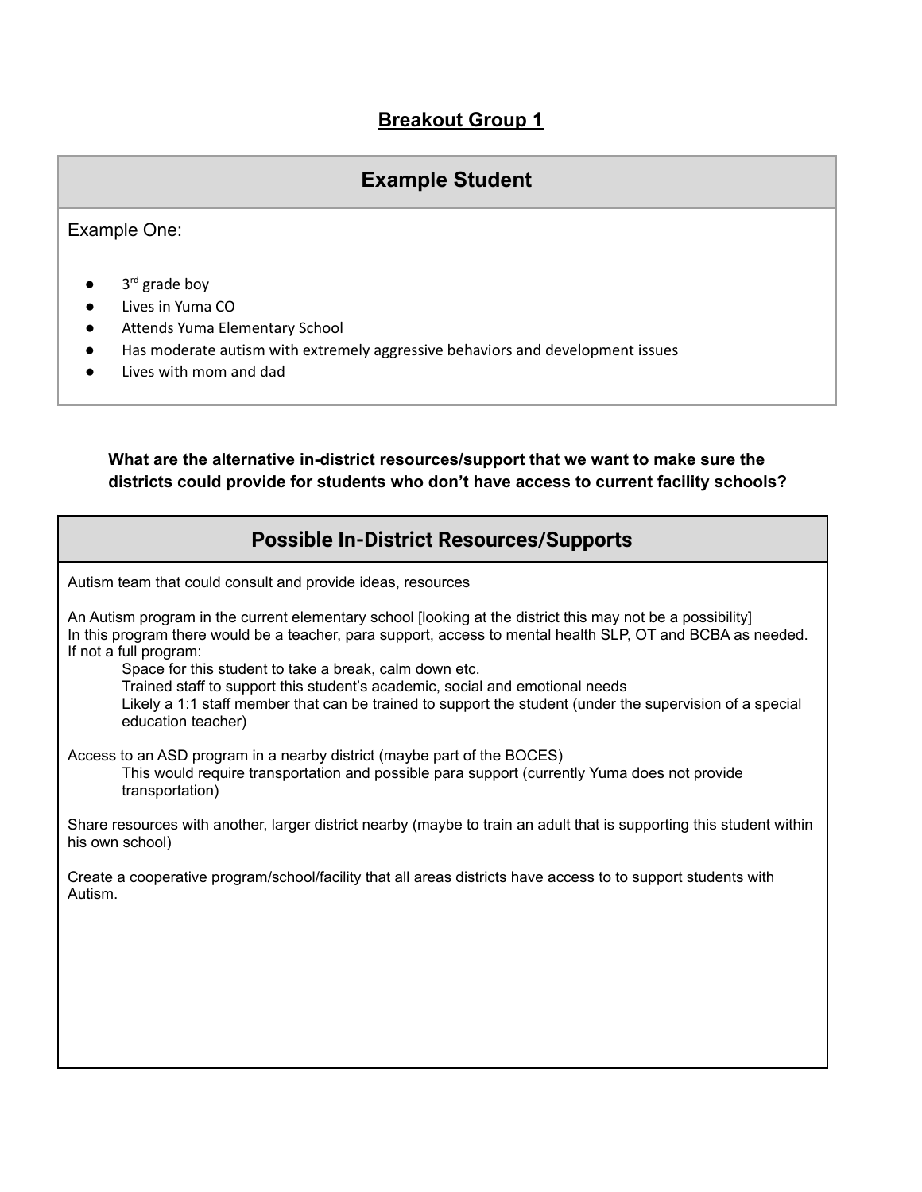## Breakout Group 1

## Example Student

Example One:

- 3rd grade boy
- Lives in Yuma CO
- Attends Yuma Elementary School
- Has moderate autism with extremely aggressive behaviors and development issues
- Lives with mom and dad

**What are the alternative in-district resources/support that we want to make sure the districts could provide for students who don't have access to current facility schools?**

## Possible In-District Resources/Supports

Autism team that could consult and provide ideas, resources

An Autism program in the current elementary school [looking at the district this may not be a possibility]
In this program there would be a teacher, para support, access to mental health SLP, OT and BCBA as needed.
If not a full program:

> Space for this student to take a break, calm down etc.
> Trained staff to support this student's academic, social and emotional needs
> Likely a 1:1 staff member that can be trained to support the student (under the supervision of a special education teacher)

Access to an ASD program in a nearby district (maybe part of the BOCES)

> This would require transportation and possible para support (currently Yuma does not provide transportation)

Share resources with another, larger district nearby (maybe to train an adult that is supporting this student within his own school)

Create a cooperative program/school/facility that all areas districts have access to to support students with Autism.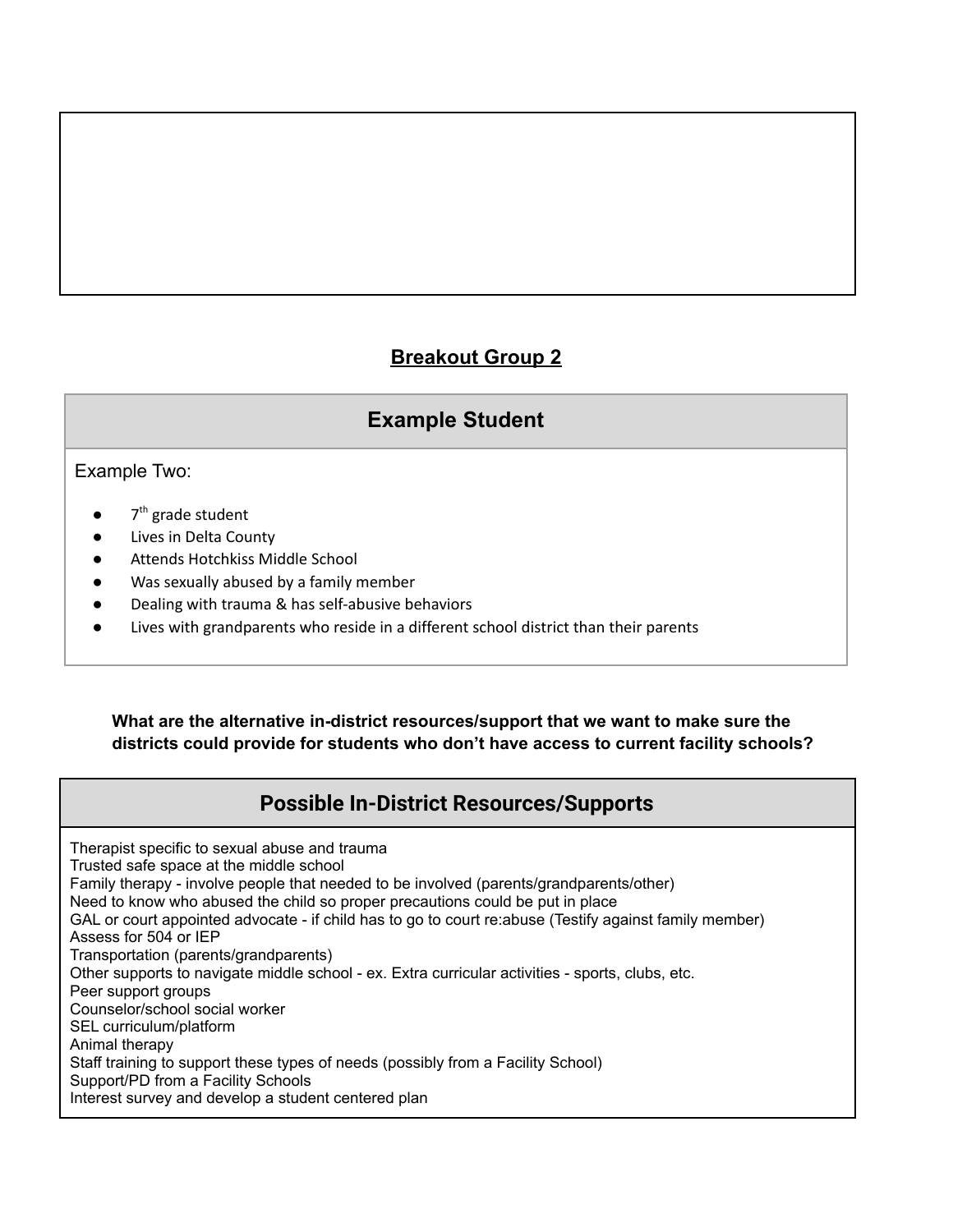## Breakout Group 2

| Example Student |
| --- |
| Example Two:<br>● 7th grade student<br>● Lives in Delta County<br>● Attends Hotchkiss Middle School<br>● Was sexually abused by a family member<br>● Dealing with trauma & has self-abusive behaviors<br>● Lives with grandparents who reside in a different school district than their parents |

**What are the alternative in-district resources/support that we want to make sure the districts could provide for students who don't have access to current facility schools?**

| Possible In-District Resources/Supports |
| --- |
| Therapist specific to sexual abuse and trauma<br>Trusted safe space at the middle school<br>Family therapy - involve people that needed to be involved (parents/grandparents/other)<br>Need to know who abused the child so proper precautions could be put in place<br>GAL or court appointed advocate - if child has to go to court re:abuse (Testify against family member)<br>Assess for 504 or IEP<br>Transportation (parents/grandparents)<br>Other supports to navigate middle school - ex. Extra curricular activities - sports, clubs, etc.<br>Peer support groups<br>Counselor/school social worker<br>SEL curriculum/platform<br>Animal therapy<br>Staff training to support these types of needs (possibly from a Facility School)<br>Support/PD from a Facility Schools<br>Interest survey and develop a student centered plan |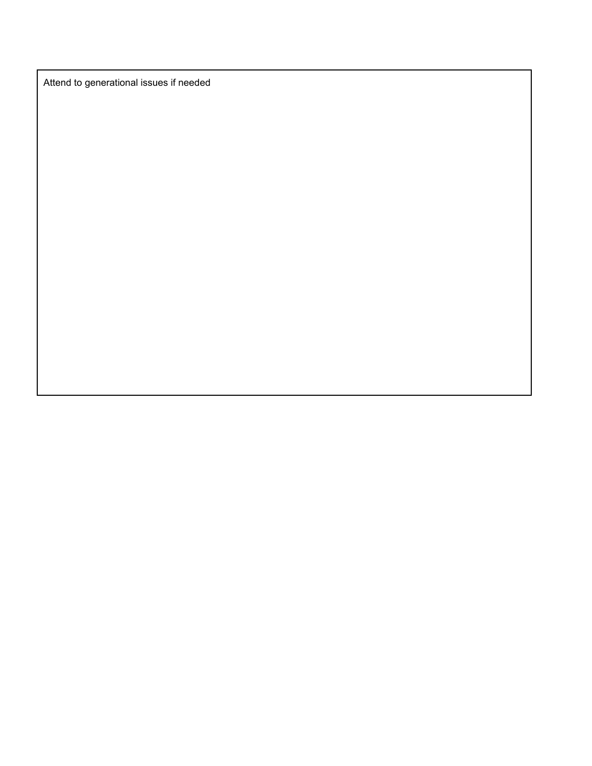Attend to generational issues if needed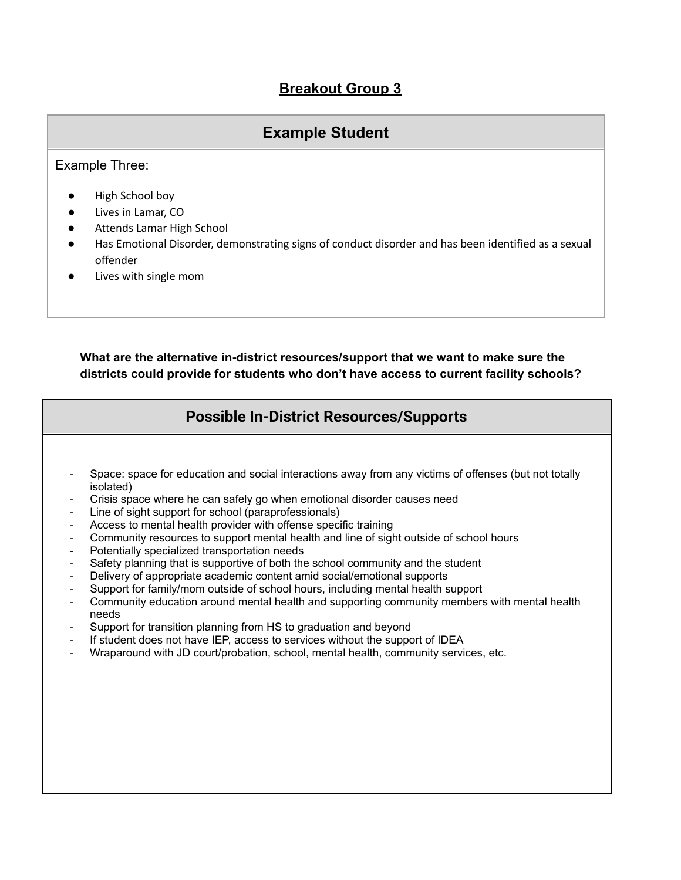## Breakout Group 3

### Example Student

Example Three:

- High School boy
- Lives in Lamar, CO
- Attends Lamar High School
- Has Emotional Disorder, demonstrating signs of conduct disorder and has been identified as a sexual offender
- Lives with single mom

**What are the alternative in-district resources/support that we want to make sure the districts could provide for students who don't have access to current facility schools?**

### Possible In-District Resources/Supports

- Space: space for education and social interactions away from any victims of offenses (but not totally isolated)
- Crisis space where he can safely go when emotional disorder causes need
- Line of sight support for school (paraprofessionals)
- Access to mental health provider with offense specific training
- Community resources to support mental health and line of sight outside of school hours
- Potentially specialized transportation needs
- Safety planning that is supportive of both the school community and the student
- Delivery of appropriate academic content amid social/emotional supports
- Support for family/mom outside of school hours, including mental health support
- Community education around mental health and supporting community members with mental health needs
- Support for transition planning from HS to graduation and beyond
- If student does not have IEP, access to services without the support of IDEA
- Wraparound with JD court/probation, school, mental health, community services, etc.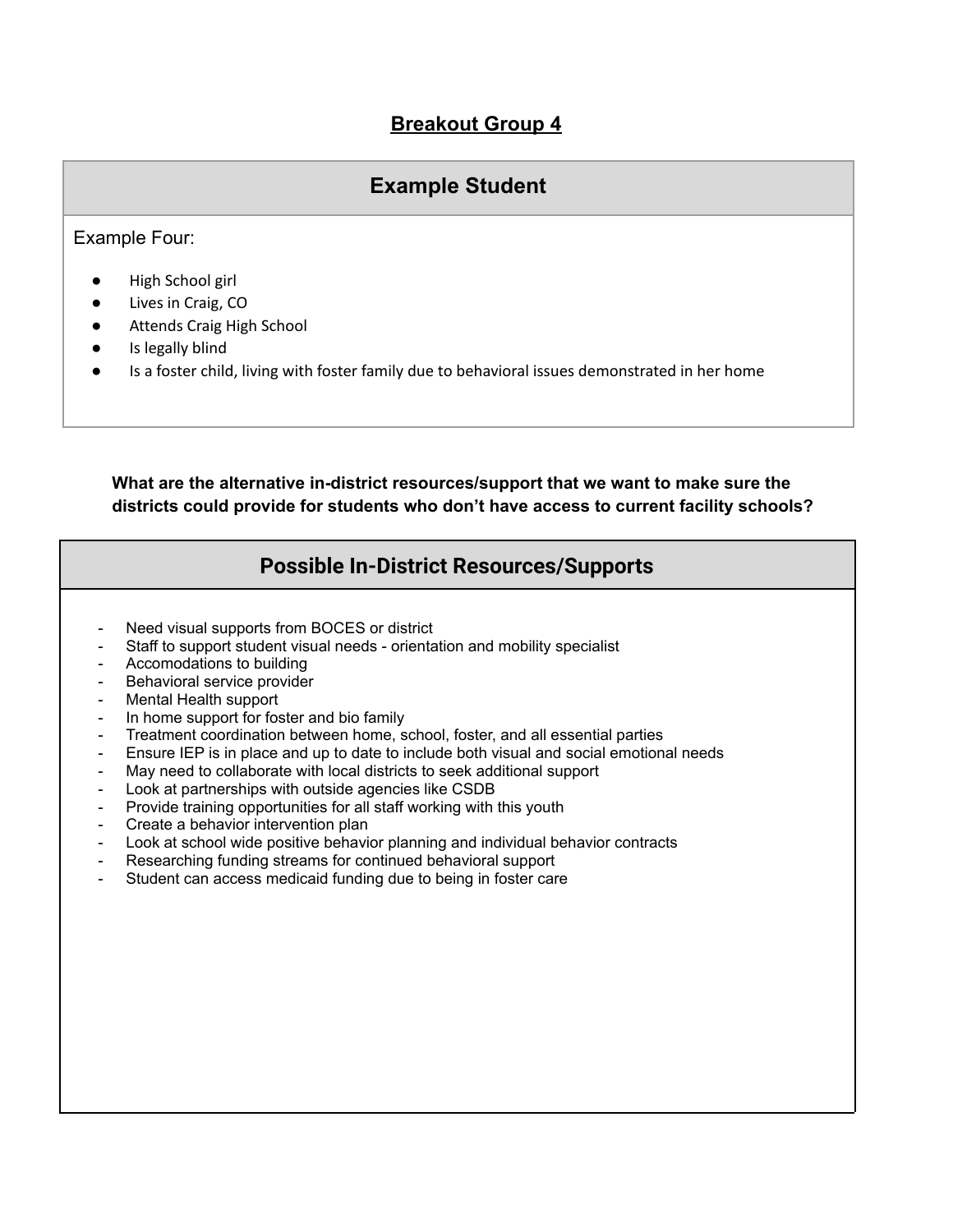## Breakout Group 4

### Example Student

Example Four:

- High School girl
- Lives in Craig, CO
- Attends Craig High School
- Is legally blind
- Is a foster child, living with foster family due to behavioral issues demonstrated in her home

**What are the alternative in-district resources/support that we want to make sure the districts could provide for students who don't have access to current facility schools?**

### Possible In-District Resources/Supports

- Need visual supports from BOCES or district
- Staff to support student visual needs - orientation and mobility specialist
- Accomodations to building
- Behavioral service provider
- Mental Health support
- In home support for foster and bio family
- Treatment coordination between home, school, foster, and all essential parties
- Ensure IEP is in place and up to date to include both visual and social emotional needs
- May need to collaborate with local districts to seek additional support
- Look at partnerships with outside agencies like CSDB
- Provide training opportunities for all staff working with this youth
- Create a behavior intervention plan
- Look at school wide positive behavior planning and individual behavior contracts
- Researching funding streams for continued behavioral support
- Student can access medicaid funding due to being in foster care